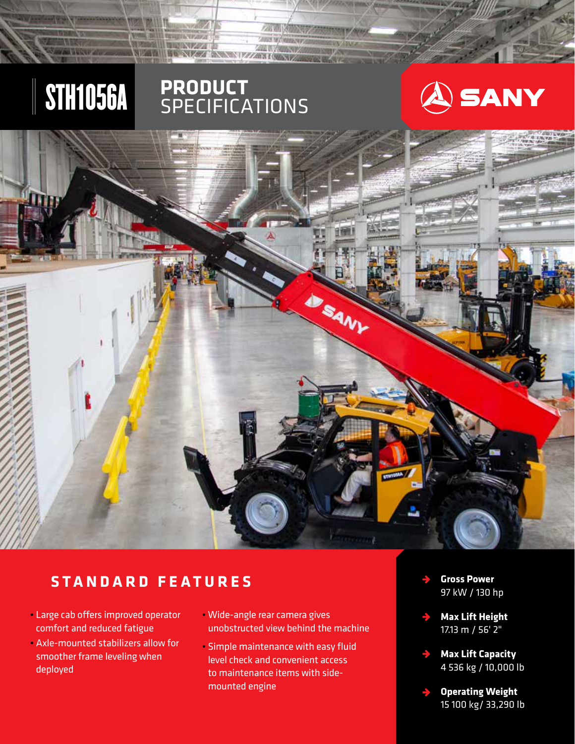# STH1056A PRODUCT SPECIFICATIONS

SANY

## STANDARD FEATURES

- Large cab offers improved operator comfort and reduced fatigue
- Axle-mounted stabilizers allow for smoother frame leveling when deployed
- Wide-angle rear camera gives unobstructed view behind the machine
- Simple maintenance with easy fluid level check and convenient access to maintenance items with side-mounted engine

**Gross Power**
97 kW / 130 hp

**Max Lift Height**
17.13 m / 56' 2"

**Max Lift Capacity**
4 536 kg / 10,000 lb

**Operating Weight**
15 100 kg/ 33,290 lb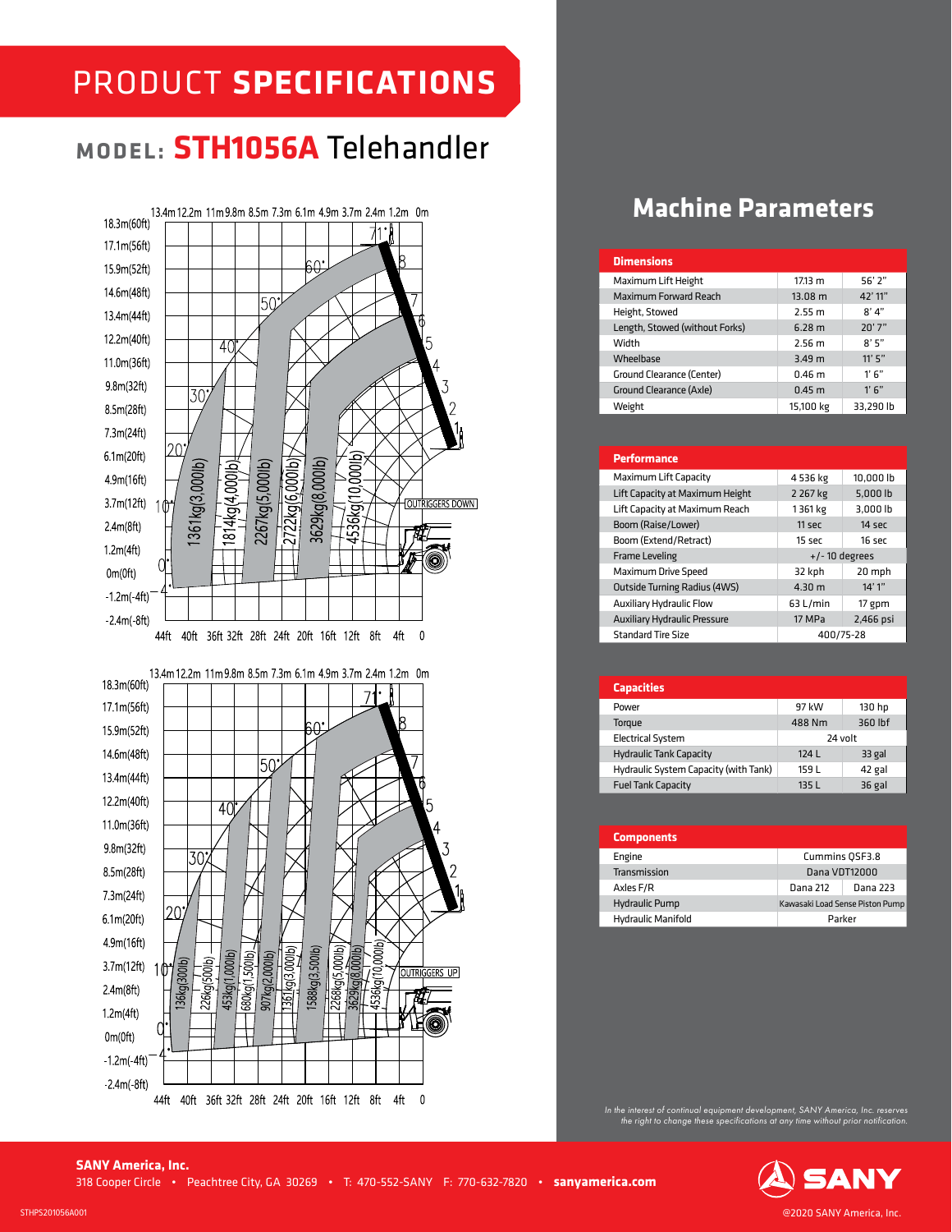# PRODUCT **SPECIFICATIONS**

## MODEL: **STH1056A** Telehandler

13.4m 12.2m 11m 9.8m 8.5m 7.3m 6.1m 4.9m 3.7m 2.4m 1.2m 0m

18.3m(60ft)
17.1m(56ft)
15.9m(52ft)
14.6m(48ft)
13.4m(44ft)
12.2m(40ft)
11.0m(36ft)
9.8m(32ft)
8.5m(28ft)
7.3m(24ft)
6.1m(20ft)
4.9m(16ft)
3.7m(12ft)
2.4m(8ft)
1.2m(4ft)
0m(0ft)
-1.2m(-4ft)
-2.4m(-8ft)

71° 60° 50° 40° 30° 20° 10° 0° -4°

8 7 6 5 4 3 2 1

1361kg(3,000lb) 1814kg(4,000lb) 2267kg(5,000lb) 2722kg(6,000lb) 3629kg(8,000lb) 4536kg(10,000lb)

OUTRIGGERS DOWN

44ft 40ft 36ft 32ft 28ft 24ft 20ft 16ft 12ft 8ft 4ft 0

13.4m 12.2m 11m 9.8m 8.5m 7.3m 6.1m 4.9m 3.7m 2.4m 1.2m 0m

18.3m(60ft)
17.1m(56ft)
15.9m(52ft)
14.6m(48ft)
13.4m(44ft)
12.2m(40ft)
11.0m(36ft)
9.8m(32ft)
8.5m(28ft)
7.3m(24ft)
6.1m(20ft)
4.9m(16ft)
3.7m(12ft)
2.4m(8ft)
1.2m(4ft)
0m(0ft)
-1.2m(-4ft)
-2.4m(-8ft)

71° 60° 50° 40° 30° 20° 10° 0° -4°

8 7 6 5 4 3 2 1

136kg(300lb) 226kg(500lb) 453kg(1,000lb) 680kg(1,500lb) 907kg(2,000lb) 1361kg(3,000lb) 1588kg(3,500lb) 2268kg(5,000lb) 3629kg(8,000lb) 4536kg(10,000lb)

OUTRIGGERS UP

44ft 40ft 36ft 32ft 28ft 24ft 20ft 16ft 12ft 8ft 4ft 0

# Machine Parameters

| Dimensions | | |
|---|---|---|
| Maximum Lift Height | 17.13 m | 56' 2" |
| Maximum Forward Reach | 13.08 m | 42' 11" |
| Height, Stowed | 2.55 m | 8' 4" |
| Length, Stowed (without Forks) | 6.28 m | 20' 7" |
| Width | 2.56 m | 8' 5" |
| Wheelbase | 3.49 m | 11' 5" |
| Ground Clearance (Center) | 0.46 m | 1' 6" |
| Ground Clearance (Axle) | 0.45 m | 1' 6" |
| Weight | 15,100 kg | 33,290 lb |

| Performance | | |
|---|---|---|
| Maximum Lift Capacity | 4 536 kg | 10,000 lb |
| Lift Capacity at Maximum Height | 2 267 kg | 5,000 lb |
| Lift Capacity at Maximum Reach | 1 361 kg | 3,000 lb |
| Boom (Raise/Lower) | 11 sec | 14 sec |
| Boom (Extend/Retract) | 15 sec | 16 sec |
| Frame Leveling | +/- 10 degrees | |
| Maximum Drive Speed | 32 kph | 20 mph |
| Outside Turning Radius (4WS) | 4.30 m | 14' 1" |
| Auxiliary Hydraulic Flow | 63 L/min | 17 gpm |
| Auxiliary Hydraulic Pressure | 17 MPa | 2,466 psi |
| Standard Tire Size | 400/75-28 | |

| Capacities | | |
|---|---|---|
| Power | 97 kW | 130 hp |
| Torque | 488 Nm | 360 lbf |
| Electrical System | 24 volt | |
| Hydraulic Tank Capacity | 124 L | 33 gal |
| Hydraulic System Capacity (with Tank) | 159 L | 42 gal |
| Fuel Tank Capacity | 135 L | 36 gal |

| Components | | |
|---|---|---|
| Engine | Cummins QSF3.8 | |
| Transmission | Dana VDT12000 | |
| Axles F/R | Dana 212 | Dana 223 |
| Hydraulic Pump | Kawasaki Load Sense Piston Pump | |
| Hydraulic Manifold | Parker | |

*In the interest of continual equipment development, SANY America, Inc. reserves the right to change these specifications at any time without prior notification.*

**SANY America, Inc.**
318 Cooper Circle • Peachtree City, GA 30269 • T: 470-552-SANY F: 770-632-7820 • **sanyamerica.com**

SANY

STHPS201056A001

©2020 SANY America, Inc.